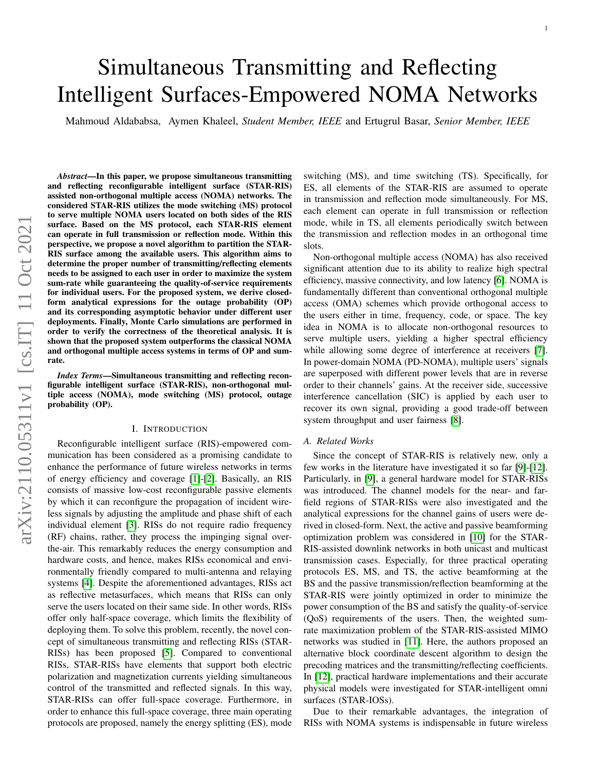# Simultaneous Transmitting and Reflecting Intelligent Surfaces-Empowered NOMA Networks

Mahmoud Aldababsa, Aymen Khaleel, *Student Member, IEEE* and Ertugrul Basar, *Senior Member, IEEE*

***Abstract*—In this paper, we propose simultaneous transmitting and reflecting reconfigurable intelligent surface (STAR-RIS) assisted non-orthogonal multiple access (NOMA) networks. The considered STAR-RIS utilizes the mode switching (MS) protocol to serve multiple NOMA users located on both sides of the RIS surface. Based on the MS protocol, each STAR-RIS element can operate in full transmission or reflection mode. Within this perspective, we propose a novel algorithm to partition the STAR-RIS surface among the available users. This algorithm aims to determine the proper number of transmitting/reflecting elements needs to be assigned to each user in order to maximize the system sum-rate while guaranteeing the quality-of-service requirements for individual users. For the proposed system, we derive closed-form analytical expressions for the outage probability (OP) and its corresponding asymptotic behavior under different user deployments. Finally, Monte Carlo simulations are performed in order to verify the correctness of the theoretical analysis. It is shown that the proposed system outperforms the classical NOMA and orthogonal multiple access systems in terms of OP and sum-rate.**

***Index Terms*—Simultaneous transmitting and reflecting reconfigurable intelligent surface (STAR-RIS), non-orthogonal multiple access (NOMA), mode switching (MS) protocol, outage probability (OP).**

## I. Introduction

Reconfigurable intelligent surface (RIS)-empowered communication has been considered as a promising candidate to enhance the performance of future wireless networks in terms of energy efficiency and coverage [1]-[2]. Basically, an RIS consists of massive low-cost reconfigurable passive elements by which it can reconfigure the propagation of incident wireless signals by adjusting the amplitude and phase shift of each individual element [3]. RISs do not require radio frequency (RF) chains, rather, they process the impinging signal over-the-air. This remarkably reduces the energy consumption and hardware costs, and hence, makes RISs economical and environmentally friendly compared to multi-antenna and relaying systems [4]. Despite the aforementioned advantages, RISs act as reflective metasurfaces, which means that RISs can only serve the users located on their same side. In other words, RISs offer only half-space coverage, which limits the flexibility of deploying them. To solve this problem, recently, the novel concept of simultaneous transmitting and reflecting RISs (STAR-RISs) has been proposed [5]. Compared to conventional RISs, STAR-RISs have elements that support both electric polarization and magnetization currents yielding simultaneous control of the transmitted and reflected signals. In this way, STAR-RISs can offer full-space coverage. Furthermore, in order to enhance this full-space coverage, three main operating protocols are proposed, namely the energy splitting (ES), mode switching (MS), and time switching (TS). Specifically, for ES, all elements of the STAR-RIS are assumed to operate in transmission and reflection mode simultaneously. For MS, each element can operate in full transmission or reflection mode, while in TS, all elements periodically switch between the transmission and reflection modes in an orthogonal time slots.

Non-orthogonal multiple access (NOMA) has also received significant attention due to its ability to realize high spectral efficiency, massive connectivity, and low latency [6]. NOMA is fundamentally different than conventional orthogonal multiple access (OMA) schemes which provide orthogonal access to the users either in time, frequency, code, or space. The key idea in NOMA is to allocate non-orthogonal resources to serve multiple users, yielding a higher spectral efficiency while allowing some degree of interference at receivers [7]. In power-domain NOMA (PD-NOMA), multiple users' signals are superposed with different power levels that are in reverse order to their channels' gains. At the receiver side, successive interference cancellation (SIC) is applied by each user to recover its own signal, providing a good trade-off between system throughput and user fairness [8].

### A. Related Works

Since the concept of STAR-RIS is relatively new, only a few works in the literature have investigated it so far [9]-[12]. Particularly, in [9], a general hardware model for STAR-RISs was introduced. The channel models for the near- and far-field regions of STAR-RISs were also investigated and the analytical expressions for the channel gains of users were derived in closed-form. Next, the active and passive beamforming optimization problem was considered in [10] for the STAR-RIS-assisted downlink networks in both unicast and multicast transmission cases. Especially, for three practical operating protocols ES, MS, and TS, the active beamforming at the BS and the passive transmission/reflection beamforming at the STAR-RIS were jointly optimized in order to minimize the power consumption of the BS and satisfy the quality-of-service (QoS) requirements of the users. Then, the weighted sum-rate maximization problem of the STAR-RIS-assisted MIMO networks was studied in [11]. Here, the authors proposed an alternative block coordinate descent algorithm to design the precoding matrices and the transmitting/reflecting coefficients. In [12], practical hardware implementations and their accurate physical models were investigated for STAR-intelligent omni surfaces (STAR-IOSs).

Due to their remarkable advantages, the integration of RISs with NOMA systems is indispensable in future wireless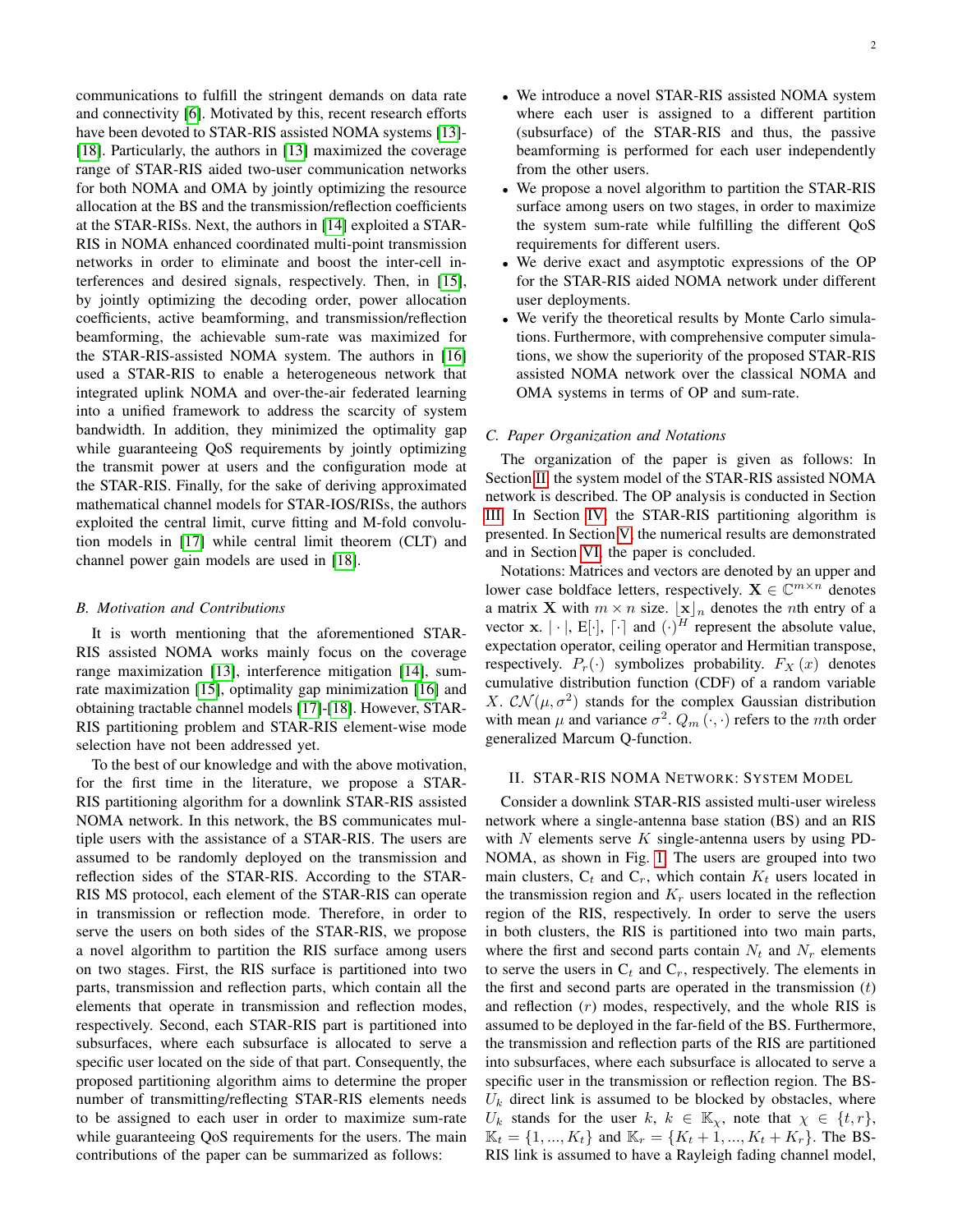communications to fulfill the stringent demands on data rate and connectivity [6]. Motivated by this, recent research efforts have been devoted to STAR-RIS assisted NOMA systems [13]-[18]. Particularly, the authors in [13] maximized the coverage range of STAR-RIS aided two-user communication networks for both NOMA and OMA by jointly optimizing the resource allocation at the BS and the transmission/reflection coefficients at the STAR-RISs. Next, the authors in [14] exploited a STAR-RIS in NOMA enhanced coordinated multi-point transmission networks in order to eliminate and boost the inter-cell interferences and desired signals, respectively. Then, in [15], by jointly optimizing the decoding order, power allocation coefficients, active beamforming, and transmission/reflection beamforming, the achievable sum-rate was maximized for the STAR-RIS-assisted NOMA system. The authors in [16] used a STAR-RIS to enable a heterogeneous network that integrated uplink NOMA and over-the-air federated learning into a unified framework to address the scarcity of system bandwidth. In addition, they minimized the optimality gap while guaranteeing QoS requirements by jointly optimizing the transmit power at users and the configuration mode at the STAR-RIS. Finally, for the sake of deriving approximated mathematical channel models for STAR-IOS/RISs, the authors exploited the central limit, curve fitting and M-fold convolution models in [17] while central limit theorem (CLT) and channel power gain models are used in [18].

### B. Motivation and Contributions

It is worth mentioning that the aforementioned STAR-RIS assisted NOMA works mainly focus on the coverage range maximization [13], interference mitigation [14], sum-rate maximization [15], optimality gap minimization [16] and obtaining tractable channel models [17]-[18]. However, STAR-RIS partitioning problem and STAR-RIS element-wise mode selection have not been addressed yet.

To the best of our knowledge and with the above motivation, for the first time in the literature, we propose a STAR-RIS partitioning algorithm for a downlink STAR-RIS assisted NOMA network. In this network, the BS communicates multiple users with the assistance of a STAR-RIS. The users are assumed to be randomly deployed on the transmission and reflection sides of the STAR-RIS. According to the STAR-RIS MS protocol, each element of the STAR-RIS can operate in transmission or reflection mode. Therefore, in order to serve the users on both sides of the STAR-RIS, we propose a novel algorithm to partition the RIS surface among users on two stages. First, the RIS surface is partitioned into two parts, transmission and reflection parts, which contain all the elements that operate in transmission and reflection modes, respectively. Second, each STAR-RIS part is partitioned into subsurfaces, where each subsurface is allocated to serve a specific user located on the side of that part. Consequently, the proposed partitioning algorithm aims to determine the proper number of transmitting/reflecting STAR-RIS elements needs to be assigned to each user in order to maximize sum-rate while guaranteeing QoS requirements for the users. The main contributions of the paper can be summarized as follows:

- We introduce a novel STAR-RIS assisted NOMA system where each user is assigned to a different partition (subsurface) of the STAR-RIS and thus, the passive beamforming is performed for each user independently from the other users.
- We propose a novel algorithm to partition the STAR-RIS surface among users on two stages, in order to maximize the system sum-rate while fulfilling the different QoS requirements for different users.
- We derive exact and asymptotic expressions of the OP for the STAR-RIS aided NOMA network under different user deployments.
- We verify the theoretical results by Monte Carlo simulations. Furthermore, with comprehensive computer simulations, we show the superiority of the proposed STAR-RIS assisted NOMA network over the classical NOMA and OMA systems in terms of OP and sum-rate.

### C. Paper Organization and Notations

The organization of the paper is given as follows: In Section II, the system model of the STAR-RIS assisted NOMA network is described. The OP analysis is conducted in Section III. In Section IV, the STAR-RIS partitioning algorithm is presented. In Section V the numerical results are demonstrated and in Section VI, the paper is concluded.

Notations: Matrices and vectors are denoted by an upper and lower case boldface letters, respectively. $\mathbf{X} \in \mathbb{C}^{m \times n}$ denotes a matrix $\mathbf{X}$ with $m \times n$ size. $\lfloor \mathbf{x} \rfloor_n$ denotes the $n$th entry of a vector $\mathbf{x}$. $|\cdot|$, $\mathrm{E}[\cdot]$, $\lceil \cdot \rceil$ and $(\cdot)^H$ represent the absolute value, expectation operator, ceiling operator and Hermitian transpose, respectively. $P_r(\cdot)$ symbolizes probability. $F_X(x)$ denotes cumulative distribution function (CDF) of a random variable $X$. $\mathcal{CN}(\mu, \sigma^2)$ stands for the complex Gaussian distribution with mean $\mu$ and variance $\sigma^2$. $Q_m(\cdot,\cdot)$ refers to the $m$th order generalized Marcum Q-function.

## II. STAR-RIS NOMA Network: System Model

Consider a downlink STAR-RIS assisted multi-user wireless network where a single-antenna base station (BS) and an RIS with $N$ elements serve $K$ single-antenna users by using PD-NOMA, as shown in Fig. 1. The users are grouped into two main clusters, $\mathrm{C}_t$ and $\mathrm{C}_r$, which contain $K_t$ users located in the transmission region and $K_r$ users located in the reflection region of the RIS, respectively. In order to serve the users in both clusters, the RIS is partitioned into two main parts, where the first and second parts contain $N_t$ and $N_r$ elements to serve the users in $\mathrm{C}_t$ and $\mathrm{C}_r$, respectively. The elements in the first and second parts are operated in the transmission $(t)$ and reflection $(r)$ modes, respectively, and the whole RIS is assumed to be deployed in the far-field of the BS. Furthermore, the transmission and reflection parts of the RIS are partitioned into subsurfaces, where each subsurface is allocated to serve a specific user in the transmission or reflection region. The BS-$U_k$ direct link is assumed to be blocked by obstacles, where $U_k$ stands for the user $k$, $k \in \mathbb{K}_\chi$, note that $\chi \in \{t, r\}$, $\mathbb{K}_t = \{1, ..., K_t\}$ and $\mathbb{K}_r = \{K_t + 1, ..., K_t + K_r\}$. The BS-RIS link is assumed to have a Rayleigh fading channel model,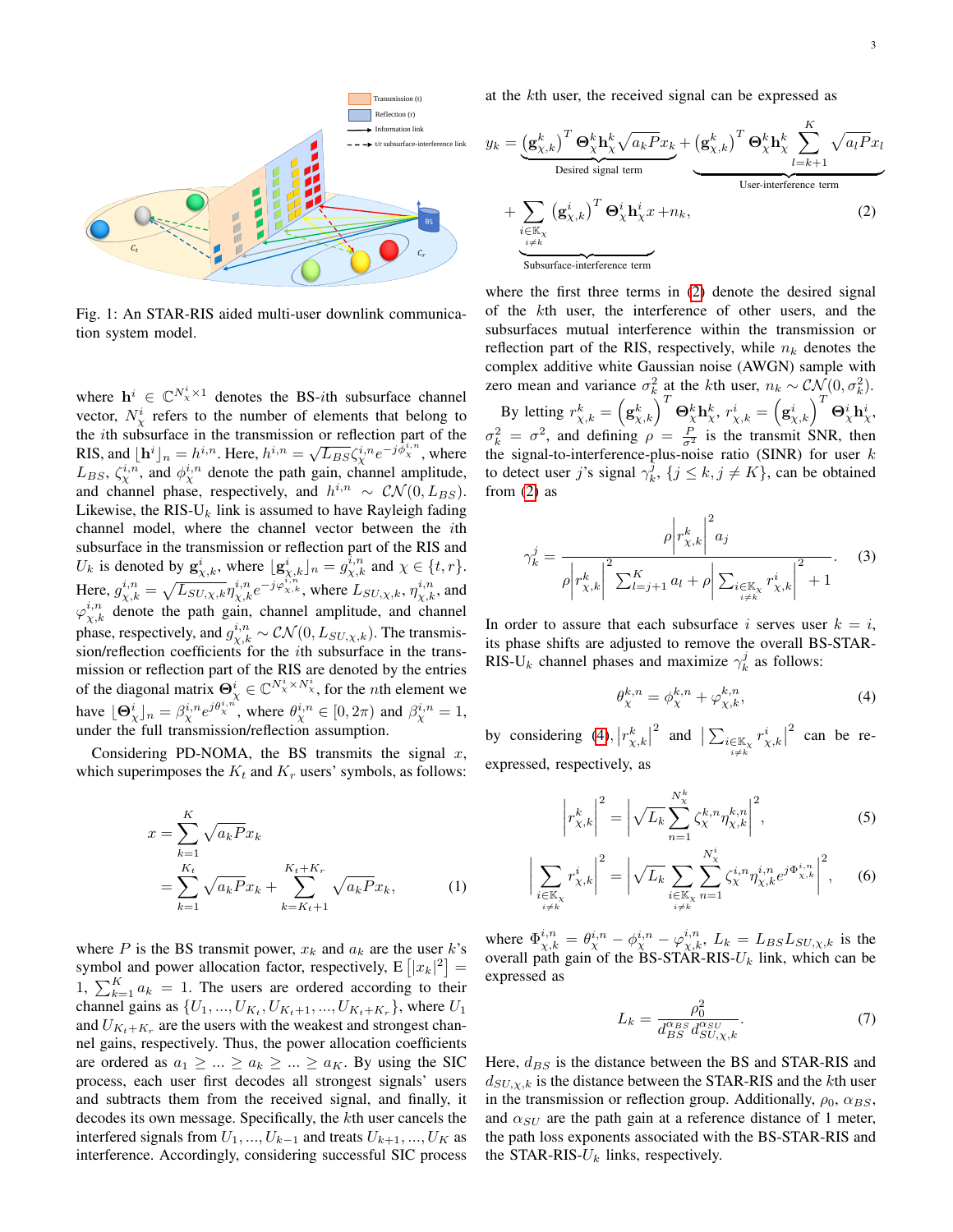Fig. 1: An STAR-RIS aided multi-user downlink communication system model.

where $\mathbf{h}^i \in \mathbb{C}^{N_\chi^i \times 1}$ denotes the BS-$i$th subsurface channel vector, $N_\chi^i$ refers to the number of elements that belong to the $i$th subsurface in the transmission or reflection part of the RIS, and $\lfloor \mathbf{h}^i \rfloor_n = h^{i,n}$. Here, $h^{i,n} = \sqrt{L_{BS}} \zeta_\chi^{i,n} e^{-j\phi_\chi^{i,n}}$, where $L_{BS}$, $\zeta_\chi^{i,n}$, and $\phi_\chi^{i,n}$ denote the path gain, channel amplitude, and channel phase, respectively, and $h^{i,n} \sim \mathcal{CN}(0, L_{BS})$. Likewise, the RIS-$U_k$ link is assumed to have Rayleigh fading channel model, where the channel vector between the $i$th subsurface in the transmission or reflection part of the RIS and $U_k$ is denoted by $\mathbf{g}_{\chi,k}^i$, where $\lfloor \mathbf{g}_{\chi,k}^i \rfloor_n = g_{\chi,k}^{i,n}$ and $\chi \in \{t, r\}$. Here, $g_{\chi,k}^{i,n} = \sqrt{L_{SU,\chi,k}} \eta_{\chi,k}^{i,n} e^{-j\varphi_{\chi,k}^{i,n}}$, where $L_{SU,\chi,k}$, $\eta_{\chi,k}^{i,n}$, and $\varphi_{\chi,k}^{i,n}$ denote the path gain, channel amplitude, and channel phase, respectively, and $g_{\chi,k}^{i,n} \sim \mathcal{CN}(0, L_{SU,\chi,k})$. The transmission/reflection coefficients for the $i$th subsurface in the transmission or reflection part of the RIS are denoted by the entries of the diagonal matrix $\mathbf{\Theta}_\chi^i \in \mathbb{C}^{N_\chi^i \times N_\chi^i}$, for the $n$th element we have $\lfloor \mathbf{\Theta}_\chi^i \rfloor_n = \beta_\chi^{i,n} e^{j\theta_\chi^{i,n}}$, where $\theta_\chi^{i,n} \in [0, 2\pi)$ and $\beta_\chi^{i,n} = 1$, under the full transmission/reflection assumption.

Considering PD-NOMA, the BS transmits the signal $x$, which superimposes the $K_t$ and $K_r$ users' symbols, as follows:

$$
\begin{aligned}
x &= \sum_{k=1}^{K} \sqrt{a_k P} x_k \\
&= \sum_{k=1}^{K_t} \sqrt{a_k P} x_k + \sum_{k=K_t+1}^{K_t+K_r} \sqrt{a_k P} x_k,
\end{aligned} \tag{1}
$$

where $P$ is the BS transmit power, $x_k$ and $a_k$ are the user $k$'s symbol and power allocation factor, respectively, $\mathrm{E}\left[|x_k|^2\right] = 1$, $\sum_{k=1}^{K} a_k = 1$. The users are ordered according to their channel gains as $\{U_1, ..., U_{K_t}, U_{K_t+1}, ..., U_{K_t+K_r}\}$, where $U_1$ and $U_{K_t+K_r}$ are the users with the weakest and strongest channel gains, respectively. Thus, the power allocation coefficients are ordered as $a_1 \geq ... \geq a_k \geq ... \geq a_K$. By using the SIC process, each user first decodes all strongest signals' users and subtracts them from the received signal, and finally, it decodes its own message. Specifically, the $k$th user cancels the interfered signals from $U_1, ..., U_{k-1}$ and treats $U_{k+1}, ..., U_K$ as interference. Accordingly, considering successful SIC process at the $k$th user, the received signal can be expressed as

$$
\begin{aligned}
y_k = &\underbrace{\left(\mathbf{g}_{\chi,k}^k\right)^T \mathbf{\Theta}_\chi^k \mathbf{h}_\chi^k \sqrt{a_k P} x_k}_{\text{Desired signal term}} + \underbrace{\left(\mathbf{g}_{\chi,k}^k\right)^T \mathbf{\Theta}_\chi^k \mathbf{h}_\chi^k \sum_{l=k+1}^{K} \sqrt{a_l P} x_l}_{\text{User-interference term}} \\
&+ \underbrace{\sum_{\substack{i \in \mathbb{K}_\chi \\ i \neq k}} \left(\mathbf{g}_{\chi,k}^i\right)^T \mathbf{\Theta}_\chi^i \mathbf{h}_\chi^i x}_{\text{Subsurface-interference term}} + n_k,
\end{aligned} \tag{2}
$$

where the first three terms in (2) denote the desired signal of the $k$th user, the interference of other users, and the subsurfaces mutual interference within the transmission or reflection part of the RIS, respectively, while $n_k$ denotes the complex additive white Gaussian noise (AWGN) sample with zero mean and variance $\sigma_k^2$ at the $k$th user, $n_k \sim \mathcal{CN}(0, \sigma_k^2)$.

By letting $r_{\chi,k}^k = \left(\mathbf{g}_{\chi,k}^k\right)^T \mathbf{\Theta}_\chi^k \mathbf{h}_\chi^k$, $r_{\chi,k}^i = \left(\mathbf{g}_{\chi,k}^i\right)^T \mathbf{\Theta}_\chi^i \mathbf{h}_\chi^i$, $\sigma_k^2 = \sigma^2$, and defining $\rho = \frac{P}{\sigma^2}$ is the transmit SNR, then the signal-to-interference-plus-noise ratio (SINR) for user $k$ to detect user $j$'s signal $\gamma_k^j$, $\{j \leq k, j \neq K\}$, can be obtained from (2) as

$$
\gamma_k^j = \frac{\rho \left| r_{\chi,k}^k \right|^2 a_j}{\rho \left| r_{\chi,k}^k \right|^2 \sum_{l=j+1}^{K} a_l + \rho \left| \sum_{\substack{i \in \mathbb{K}_\chi \\ i \neq k}} r_{\chi,k}^i \right|^2 + 1}. \tag{3}
$$

In order to assure that each subsurface $i$ serves user $k = i$, its phase shifts are adjusted to remove the overall BS-STAR-RIS-$U_k$ channel phases and maximize $\gamma_k^j$ as follows:

$$
\theta_\chi^{k,n} = \phi_\chi^{k,n} + \varphi_{\chi,k}^{k,n}, \tag{4}
$$

by considering (4), $\left| r_{\chi,k}^k \right|^2$ and $\left| \sum_{\substack{i \in \mathbb{K}_\chi \\ i \neq k}} r_{\chi,k}^i \right|^2$ can be re-expressed, respectively, as

$$
\left| r_{\chi,k}^k \right|^2 = \left| \sqrt{L_k} \sum_{n=1}^{N_\chi^k} \zeta_\chi^{k,n} \eta_{\chi,k}^{k,n} \right|^2, \tag{5}
$$

$$
\left| \sum_{\substack{i \in \mathbb{K}_\chi \\ i \neq k}} r_{\chi,k}^i \right|^2 = \left| \sqrt{L_k} \sum_{\substack{i \in \mathbb{K}_\chi \\ i \neq k}} \sum_{n=1}^{N_\chi^i} \zeta_\chi^{i,n} \eta_{\chi,k}^{i,n} e^{j\Phi_{\chi,k}^{i,n}} \right|^2, \tag{6}
$$

where $\Phi_{\chi,k}^{i,n} = \theta_\chi^{i,n} - \phi_\chi^{i,n} - \varphi_{\chi,k}^{i,n}$, $L_k = L_{BS} L_{SU,\chi,k}$ is the overall path gain of the BS-STAR-RIS-$U_k$ link, which can be expressed as

$$
L_k = \frac{\rho_0^2}{d_{BS}^{\alpha_{BS}} d_{SU,\chi,k}^{\alpha_{SU}}}. \tag{7}
$$

Here, $d_{BS}$ is the distance between the BS and STAR-RIS and $d_{SU,\chi,k}$ is the distance between the STAR-RIS and the $k$th user in the transmission or reflection group. Additionally, $\rho_0$, $\alpha_{BS}$, and $\alpha_{SU}$ are the path gain at a reference distance of 1 meter, the path loss exponents associated with the BS-STAR-RIS and the STAR-RIS-$U_k$ links, respectively.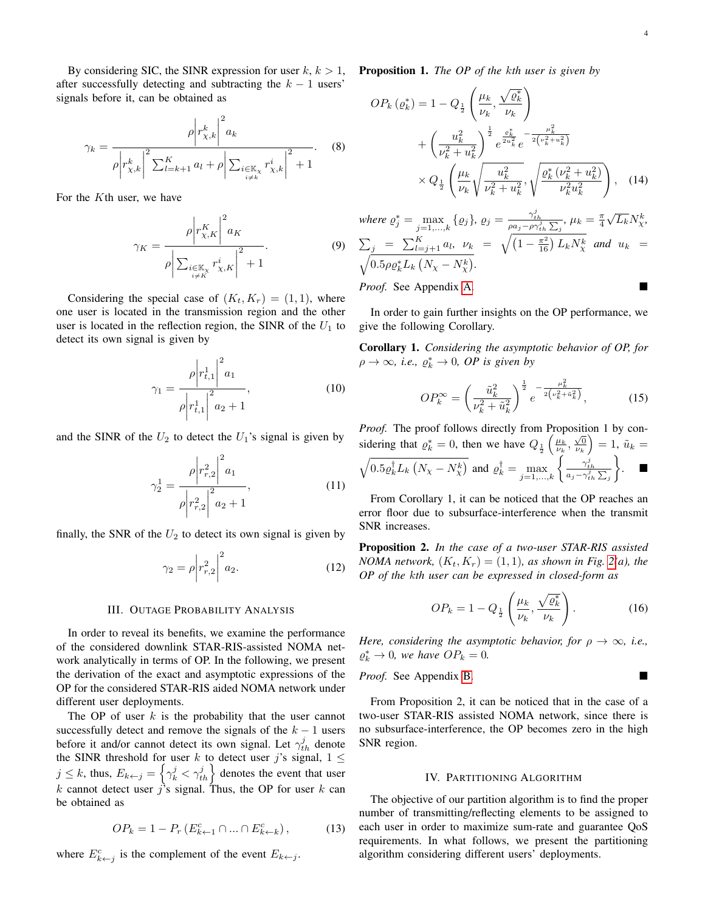By considering SIC, the SINR expression for user $k$, $k > 1$, after successfully detecting and subtracting the $k-1$ users' signals before it, can be obtained as

$$\gamma_k = \frac{\rho \left| r_{\chi,k}^k \right|^2 a_k}{\rho \left| r_{\chi,k}^k \right|^2 \sum_{l=k+1}^{K} a_l + \rho \left| \sum_{\substack{i \in \mathbb{K}_\chi \\ i \neq k}} r_{\chi,k}^i \right|^2 + 1}. \quad (8)$$

For the $K$th user, we have

$$\gamma_K = \frac{\rho \left| r_{\chi,K}^K \right|^2 a_K}{\rho \left| \sum_{\substack{i \in \mathbb{K}_\chi \\ i \neq K}} r_{\chi,K}^i \right|^2 + 1}. \quad (9)$$

Considering the special case of $(K_t, K_r) = (1, 1)$, where one user is located in the transmission region and the other user is located in the reflection region, the SINR of the $U_1$ to detect its own signal is given by

$$\gamma_1 = \frac{\rho \left| r_{t,1}^1 \right|^2 a_1}{\rho \left| r_{t,1}^1 \right|^2 a_2 + 1}, \quad (10)$$

and the SINR of the $U_2$ to detect the $U_1$'s signal is given by

$$\gamma_2^1 = \frac{\rho \left| r_{r,2}^2 \right|^2 a_1}{\rho \left| r_{r,2}^2 \right|^2 a_2 + 1}, \quad (11)$$

finally, the SNR of the $U_2$ to detect its own signal is given by

$$\gamma_2 = \rho \left| r_{r,2}^2 \right|^2 a_2. \quad (12)$$

## III. Outage Probability Analysis

In order to reveal its benefits, we examine the performance of the considered downlink STAR-RIS-assisted NOMA network analytically in terms of OP. In the following, we present the derivation of the exact and asymptotic expressions of the OP for the considered STAR-RIS aided NOMA network under different user deployments.

The OP of user $k$ is the probability that the user cannot successfully detect and remove the signals of the $k-1$ users before it and/or cannot detect its own signal. Let $\gamma_{th}^j$ denote the SINR threshold for user $k$ to detect user $j$'s signal, $1 \leq j \leq k$, thus, $E_{k \leftarrow j} = \left\{ \gamma_k^j < \gamma_{th}^j \right\}$ denotes the event that user $k$ cannot detect user $j$'s signal. Thus, the OP for user $k$ can be obtained as

$$OP_k = 1 - P_r \left( E_{k \leftarrow 1}^c \cap ... \cap E_{k \leftarrow k}^c \right), \quad (13)$$

where $E_{k \leftarrow j}^c$ is the complement of the event $E_{k \leftarrow j}$.

**Proposition 1.** *The OP of the kth user is given by*

$$\begin{aligned} OP_k(\varrho_k^*) = 1 &- Q_{\frac{1}{2}} \left( \frac{\mu_k}{\nu_k}, \frac{\sqrt{\varrho_k^*}}{\nu_k} \right) \\ &+ \left( \frac{u_k^2}{\nu_k^2 + u_k^2} \right)^{\frac{1}{2}} e^{\frac{\varrho_k^*}{2u_k^2}} e^{-\frac{\mu_k^2}{2\left(\nu_k^2 + u_k^2\right)}} \\ &\times Q_{\frac{1}{2}} \left( \frac{\mu_k}{\nu_k} \sqrt{\frac{u_k^2}{\nu_k^2 + u_k^2}}, \sqrt{\frac{\varrho_k^* \left(\nu_k^2 + u_k^2\right)}{\nu_k^2 u_k^2}} \right), \quad (14) \end{aligned}$$

*where* $\varrho_j^* = \max_{j=1,...,k} \{\varrho_j\}$, $\varrho_j = \frac{\gamma_{th}^j}{\rho a_j - \rho \gamma_{th}^j \sum_j}$, $\mu_k = \frac{\pi}{4}\sqrt{L_k} N_\chi^k$, $\sum_j = \sum_{l=j+1}^{K} a_l$, $\nu_k = \sqrt{\left(1 - \frac{\pi^2}{16}\right) L_k N_\chi^k}$ *and* $u_k = \sqrt{0.5 \rho \varrho_k^* L_k \left(N_\chi - N_\chi^k\right)}$.

*Proof.* See Appendix A. ∎

In order to gain further insights on the OP performance, we give the following Corollary.

**Corollary 1.** *Considering the asymptotic behavior of OP, for $\rho \to \infty$, i.e., $\varrho_k^* \to 0$, OP is given by*

$$OP_k^\infty = \left( \frac{\tilde{u}_k^2}{\nu_k^2 + \tilde{u}_k^2} \right)^{\frac{1}{2}} e^{-\frac{\mu_k^2}{2\left(\nu_k^2 + \tilde{u}_k^2\right)}}, \quad (15)$$

*Proof.* The proof follows directly from Proposition 1 by considering that $\varrho_k^* = 0$, then we have $Q_{\frac{1}{2}} \left( \frac{\mu_k}{\nu_k}, \frac{\sqrt{0}}{\nu_k} \right) = 1$, $\tilde{u}_k = \sqrt{0.5 \varrho_k^\dagger L_k \left(N_\chi - N_\chi^k\right)}$ and $\varrho_k^\dagger = \max_{j=1,...,k} \left\{ \frac{\gamma_{th}^j}{a_j - \gamma_{th}^j \sum_j} \right\}$. ∎

From Corollary 1, it can be noticed that the OP reaches an error floor due to subsurface-interference when the transmit SNR increases.

**Proposition 2.** *In the case of a two-user STAR-RIS assisted NOMA network, $(K_t, K_r) = (1, 1)$, as shown in Fig. 2(a), the OP of the kth user can be expressed in closed-form as*

$$OP_k = 1 - Q_{\frac{1}{2}} \left( \frac{\mu_k}{\nu_k}, \frac{\sqrt{\varrho_k^*}}{\nu_k} \right). \quad (16)$$

*Here, considering the asymptotic behavior, for $\rho \to \infty$, i.e., $\varrho_k^* \to 0$, we have $OP_k = 0$.*

*Proof.* See Appendix B. ∎

From Proposition 2, it can be noticed that in the case of a two-user STAR-RIS assisted NOMA network, since there is no subsurface-interference, the OP becomes zero in the high SNR region.

## IV. Partitioning Algorithm

The objective of our partition algorithm is to find the proper number of transmitting/reflecting elements to be assigned to each user in order to maximize sum-rate and guarantee QoS requirements. In what follows, we present the partitioning algorithm considering different users' deployments.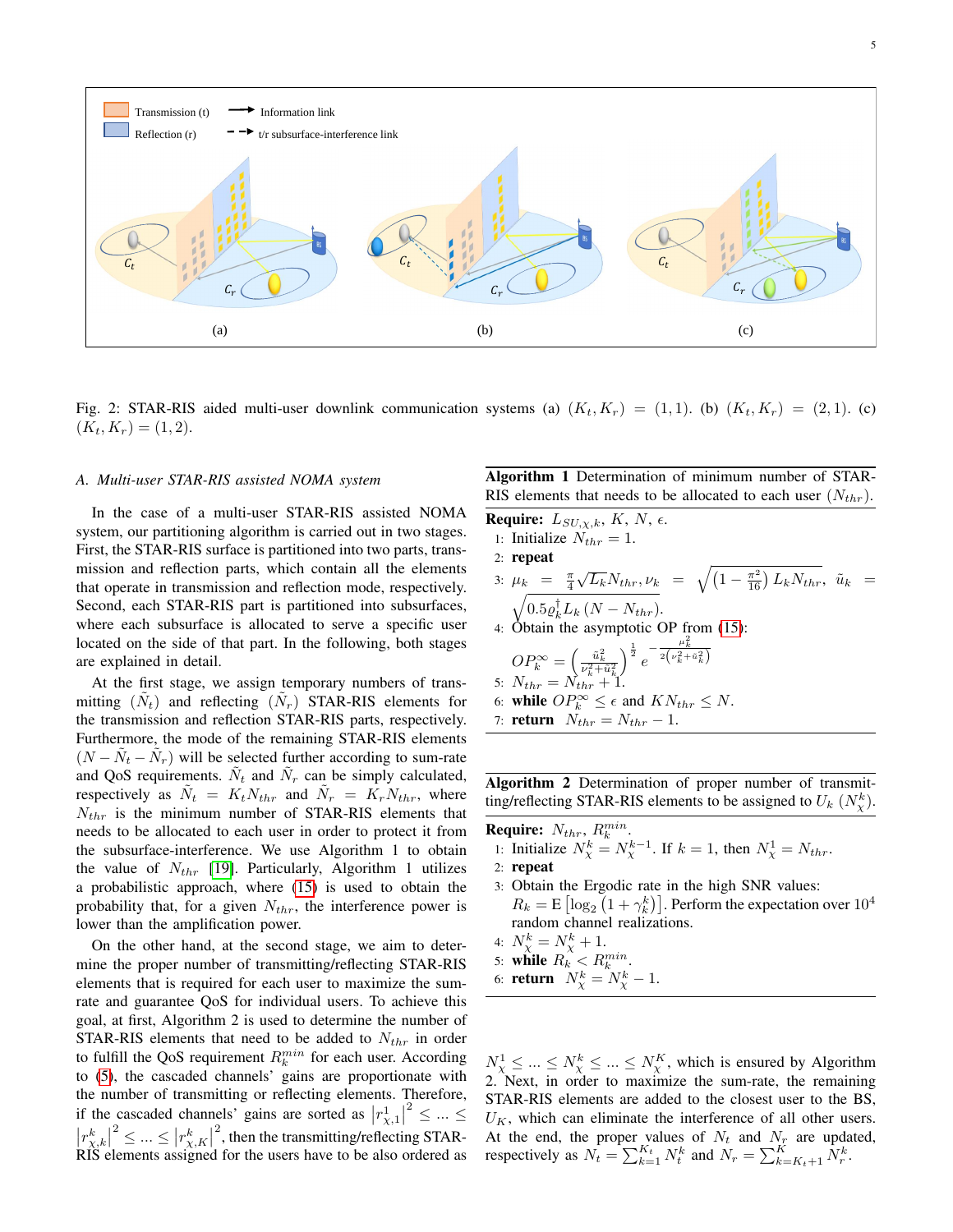Fig. 2: STAR-RIS aided multi-user downlink communication systems (a) $(K_t, K_r) = (1, 1)$. (b) $(K_t, K_r) = (2, 1)$. (c) $(K_t, K_r) = (1, 2)$.

### A. Multi-user STAR-RIS assisted NOMA system

In the case of a multi-user STAR-RIS assisted NOMA system, our partitioning algorithm is carried out in two stages. First, the STAR-RIS surface is partitioned into two parts, transmission and reflection parts, which contain all the elements that operate in transmission and reflection mode, respectively. Second, each STAR-RIS part is partitioned into subsurfaces, where each subsurface is allocated to serve a specific user located on the side of that part. In the following, both stages are explained in detail.

At the first stage, we assign temporary numbers of transmitting $(\tilde{N}_t)$ and reflecting $(\tilde{N}_r)$ STAR-RIS elements for the transmission and reflection STAR-RIS parts, respectively. Furthermore, the mode of the remaining STAR-RIS elements $(N - \tilde{N}_t - \tilde{N}_r)$ will be selected further according to sum-rate and QoS requirements. $\tilde{N}_t$ and $\tilde{N}_r$ can be simply calculated, respectively as $\tilde{N}_t = K_t N_{thr}$ and $\tilde{N}_r = K_r N_{thr}$, where $N_{thr}$ is the minimum number of STAR-RIS elements that needs to be allocated to each user in order to protect it from the subsurface-interference. We use Algorithm 1 to obtain the value of $N_{thr}$ [19]. Particularly, Algorithm 1 utilizes a probabilistic approach, where (15) is used to obtain the probability that, for a given $N_{thr}$, the interference power is lower than the amplification power.

On the other hand, at the second stage, we aim to determine the proper number of transmitting/reflecting STAR-RIS elements that is required for each user to maximize the sum-rate and guarantee QoS for individual users. To achieve this goal, at first, Algorithm 2 is used to determine the number of STAR-RIS elements that need to be added to $N_{thr}$ in order to fulfill the QoS requirement $R_k^{min}$ for each user. According to (5), the cascaded channels' gains are proportionate with the number of transmitting or reflecting elements. Therefore, if the cascaded channels' gains are sorted as $\left|r_{\chi,1}^1\right|^2 \leq ... \leq \left|r_{\chi,k}^k\right|^2 \leq ... \leq \left|r_{\chi,K}^k\right|^2$, then the transmitting/reflecting STAR-RIS elements assigned for the users have to be also ordered as $N_\chi^1 \leq ... \leq N_\chi^k \leq ... \leq N_\chi^K$, which is ensured by Algorithm 2. Next, in order to maximize the sum-rate, the remaining STAR-RIS elements are added to the closest user to the BS, $U_K$, which can eliminate the interference of all other users. At the end, the proper values of $N_t$ and $N_r$ are updated, respectively as $N_t = \sum_{k=1}^{K_t} N_t^k$ and $N_r = \sum_{k=K_t+1}^{K} N_r^k$.

---

**Algorithm 1** Determination of minimum number of STAR-RIS elements that needs to be allocated to each user $(N_{thr})$.

**Require:** $L_{SU,\chi,k}$, $K$, $N$, $\epsilon$.

1: Initialize $N_{thr} = 1$.
2: **repeat**
3: $\mu_k = \frac{\pi}{4}\sqrt{L_k} N_{thr}$, $\nu_k = \sqrt{\left(1 - \frac{\pi^2}{16}\right) L_k N_{thr}}$, $\tilde{u}_k = \sqrt{0.5 \varrho_k^\dagger L_k \left(N - N_{thr}\right)}$.
4: Obtain the asymptotic OP from (15): $OP_k^\infty = \left(\frac{\tilde{u}_k^2}{\nu_k^2 + \tilde{u}_k^2}\right)^{\frac{1}{2}} e^{-\frac{\mu_k^2}{2\left(\nu_k^2 + \tilde{u}_k^2\right)}}$
5: $N_{thr} = N_{thr} + 1$.
6: **while** $OP_k^\infty \leq \epsilon$ and $K N_{thr} \leq N$.
7: **return** $N_{thr} = N_{thr} - 1$.

---

**Algorithm 2** Determination of proper number of transmitting/reflecting STAR-RIS elements to be assigned to $U_k$ $(N_\chi^k)$.

**Require:** $N_{thr}$, $R_k^{min}$.

1: Initialize $N_\chi^k = N_\chi^{k-1}$. If $k = 1$, then $N_\chi^1 = N_{thr}$.
2: **repeat**
3: Obtain the Ergodic rate in the high SNR values: $R_k = \mathrm{E}\left[\log_2\left(1 + \gamma_k^k\right)\right]$. Perform the expectation over $10^4$ random channel realizations.
4: $N_\chi^k = N_\chi^k + 1$.
5: **while** $R_k < R_k^{min}$.
6: **return** $N_\chi^k = N_\chi^k - 1$.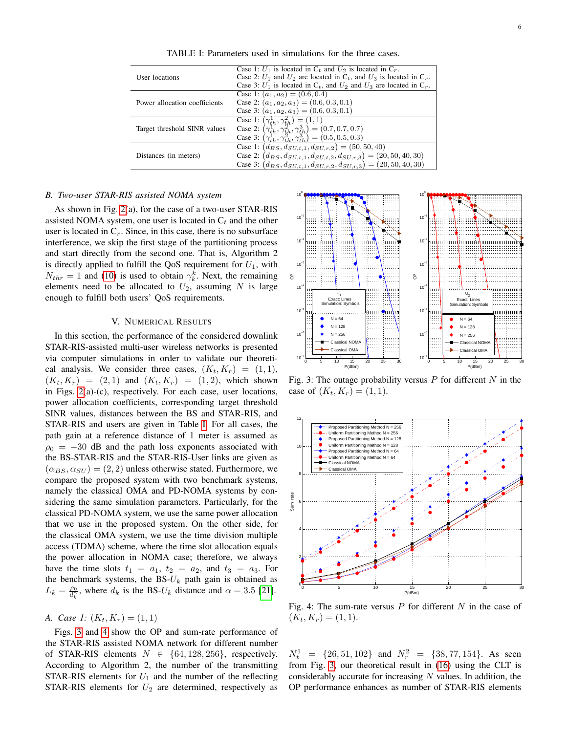TABLE I: Parameters used in simulations for the three cases.

| | |
|---|---|
| User locations | Case 1: $U_1$ is located in $C_t$ and $U_2$ is located in $C_r$. <br> Case 2: $U_1$ and $U_2$ are located in $C_t$, and $U_3$ is located in $C_r$. <br> Case 3: $U_1$ is located in $C_t$, and $U_2$ and $U_3$ are located in $C_r$. |
| Power allocation coefficients | Case 1: $(a_1, a_2) = (0.6, 0.4)$ <br> Case 2: $(a_1, a_2, a_3) = (0.6, 0.3, 0.1)$ <br> Case 3: $(a_1, a_2, a_3) = (0.6, 0.3, 0.1)$ |
| Target threshold SINR values | Case 1: $(\gamma_{th}^1, \gamma_{th}^2) = (1, 1)$ <br> Case 2: $(\gamma_{th}^1, \gamma_{th}^2, \gamma_{th}^3) = (0.7, 0.7, 0.7)$ <br> Case 3: $(\gamma_{th}^1, \gamma_{th}^2, \gamma_{th}^3) = (0.5, 0.5, 0.3)$ |
| Distances (in meters) | Case 1: $(d_{BS}, d_{SU,t,1}, d_{SU,r,2}) = (50, 50, 40)$ <br> Case 2: $(d_{BS}, d_{SU,t,1}, d_{SU,t,2}, d_{SU,r,3}) = (20, 50, 40, 30)$ <br> Case 3: $(d_{BS}, d_{SU,t,1}, d_{SU,r,2}, d_{SU,r,3}) = (20, 50, 40, 30)$ |

### *B. Two-user STAR-RIS assisted NOMA system*

As shown in Fig. 2(a), for the case of a two-user STAR-RIS assisted NOMA system, one user is located in $C_t$ and the other user is located in $C_r$. Since, in this case, there is no subsurface interference, we skip the first stage of the partitioning process and start directly from the second one. That is, Algorithm 2 is directly applied to fulfill the QoS requirement for $U_1$, with $N_{thr} = 1$ and (10) is used to obtain $\gamma_k^k$. Next, the remaining elements need to be allocated to $U_2$, assuming $N$ is large enough to fulfill both users' QoS requirements.

## V. Numerical Results

In this section, the performance of the considered downlink STAR-RIS-assisted multi-user wireless networks is presented via computer simulations in order to validate our theoretical analysis. We consider three cases, $(K_t, K_r) = (1, 1)$, $(K_t, K_r) = (2, 1)$ and $(K_t, K_r) = (1, 2)$, which shown in Figs. 2(a)-(c), respectively. For each case, user locations, power allocation coefficients, corresponding target threshold SINR values, distances between the BS and STAR-RIS, and STAR-RIS and users are given in Table I. For all cases, the path gain at a reference distance of 1 meter is assumed as $\rho_0 = -30$ dB and the path loss exponents associated with the BS-STAR-RIS and the STAR-RIS-User links are given as $(\alpha_{BS}, \alpha_{SU}) = (2, 2)$ unless otherwise stated. Furthermore, we compare the proposed system with two benchmark systems, namely the classical OMA and PD-NOMA systems by considering the same simulation parameters. Particularly, for the classical PD-NOMA system, we use the same power allocation that we use in the proposed system. On the other side, for the classical OMA system, we use the time division multiple access (TDMA) scheme, where the time slot allocation equals the power allocation in NOMA case; therefore, we always have the time slots $t_1 = a_1$, $t_2 = a_2$, and $t_3 = a_3$. For the benchmark systems, the BS-$U_k$ path gain is obtained as $L_k = \frac{\rho_0}{d_k^{\alpha}}$, where $d_k$ is the BS-$U_k$ distance and $\alpha = 3.5$ [21].

### *A. Case 1: $(K_t, K_r) = (1, 1)$*

Figs. 3 and 4 show the OP and sum-rate performance of the STAR-RIS assisted NOMA network for different number of STAR-RIS elements $N \in \{64, 128, 256\}$, respectively. According to Algorithm 2, the number of the transmitting STAR-RIS elements for $U_1$ and the number of the reflecting STAR-RIS elements for $U_2$ are determined, respectively as $N_t^1 = \{26, 51, 102\}$ and $N_r^2 = \{38, 77, 154\}$. As seen from Fig. 3, our theoretical result in (16) using the CLT is considerably accurate for increasing $N$ values. In addition, the OP performance enhances as number of STAR-RIS elements

Fig. 3: The outage probability versus $P$ for different $N$ in the case of $(K_t, K_r) = (1, 1)$.

Fig. 4: The sum-rate versus $P$ for different $N$ in the case of $(K_t, K_r) = (1, 1)$.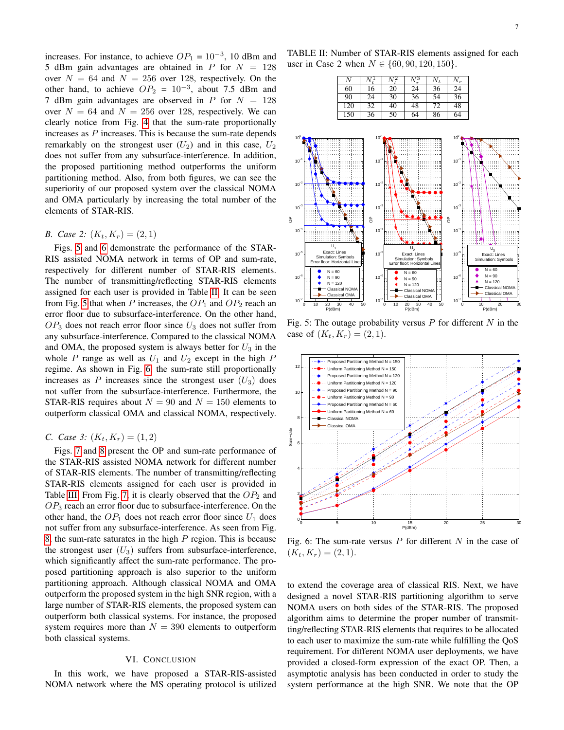increases. For instance, to achieve $OP_1 = 10^{-3}$, 10 dBm and 5 dBm gain advantages are obtained in $P$ for $N = 128$ over $N = 64$ and $N = 256$ over 128, respectively. On the other hand, to achieve $OP_2 = 10^{-3}$, about 7.5 dBm and 7 dBm gain advantages are observed in $P$ for $N = 128$ over $N = 64$ and $N = 256$ over 128, respectively. We can clearly notice from Fig. 4 that the sum-rate proportionally increases as $P$ increases. This is because the sum-rate depends remarkably on the strongest user ($U_2$) and in this case, $U_2$ does not suffer from any subsurface-interference. In addition, the proposed partitioning method outperforms the uniform partitioning method. Also, from both figures, we can see the superiority of our proposed system over the classical NOMA and OMA particularly by increasing the total number of the elements of STAR-RIS.

### B. Case 2: $(K_t, K_r) = (2, 1)$

Figs. 5 and 6 demonstrate the performance of the STAR-RIS assisted NOMA network in terms of OP and sum-rate, respectively for different number of STAR-RIS elements. The number of transmitting/reflecting STAR-RIS elements assigned for each user is provided in Table II. It can be seen from Fig. 5 that when $P$ increases, the $OP_1$ and $OP_2$ reach an error floor due to subsurface-interference. On the other hand, $OP_3$ does not reach error floor since $U_3$ does not suffer from any subsurface-interference. Compared to the classical NOMA and OMA, the proposed system is always better for $U_3$ in the whole $P$ range as well as $U_1$ and $U_2$ except in the high $P$ regime. As shown in Fig. 6, the sum-rate still proportionally increases as $P$ increases since the strongest user ($U_3$) does not suffer from the subsurface-interference. Furthermore, the STAR-RIS requires about $N = 90$ and $N = 150$ elements to outperform classical OMA and classical NOMA, respectively.

### C. Case 3: $(K_t, K_r) = (1, 2)$

Figs. 7 and 8 present the OP and sum-rate performance of the STAR-RIS assisted NOMA network for different number of STAR-RIS elements. The number of transmitting/reflecting STAR-RIS elements assigned for each user is provided in Table III. From Fig. 7, it is clearly observed that the $OP_2$ and $OP_3$ reach an error floor due to subsurface-interference. On the other hand, the $OP_1$ does not reach error floor since $U_1$ does not suffer from any subsurface-interference. As seen from Fig. 8, the sum-rate saturates in the high $P$ region. This is because the strongest user ($U_3$) suffers from subsurface-interference, which significantly affect the sum-rate performance. The proposed partitioning approach is also superior to the uniform partitioning approach. Although classical NOMA and OMA outperform the proposed system in the high SNR region, with a large number of STAR-RIS elements, the proposed system can outperform both classical systems. For instance, the proposed system requires more than $N = 390$ elements to outperform both classical systems.

## VI. Conclusion

In this work, we have proposed a STAR-RIS-assisted NOMA network where the MS operating protocol is utilized to extend the coverage area of classical RIS. Next, we have designed a novel STAR-RIS partitioning algorithm to serve NOMA users on both sides of the STAR-RIS. The proposed algorithm aims to determine the proper number of transmitting/reflecting STAR-RIS elements that requires to be allocated to each user to maximize the sum-rate while fulfilling the QoS requirement. For different NOMA user deployments, we have provided a closed-form expression of the exact OP. Then, a asymptotic analysis has been conducted in order to study the system performance at the high SNR. We note that the OP

TABLE II: Number of STAR-RIS elements assigned for each user in Case 2 when $N \in \{60, 90, 120, 150\}$.

| $N$ | $N_t^1$ | $N_t^2$ | $N_r^3$ | $N_t$ | $N_r$ |
|---|---|---|---|---|---|
| 60 | 16 | 20 | 24 | 36 | 24 |
| 90 | 24 | 30 | 36 | 54 | 36 |
| 120 | 32 | 40 | 48 | 72 | 48 |
| 150 | 36 | 50 | 64 | 86 | 64 |

Fig. 5: The outage probability versus $P$ for different $N$ in the case of $(K_t, K_r) = (2, 1)$.

Fig. 6: The sum-rate versus $P$ for different $N$ in the case of $(K_t, K_r) = (2, 1)$.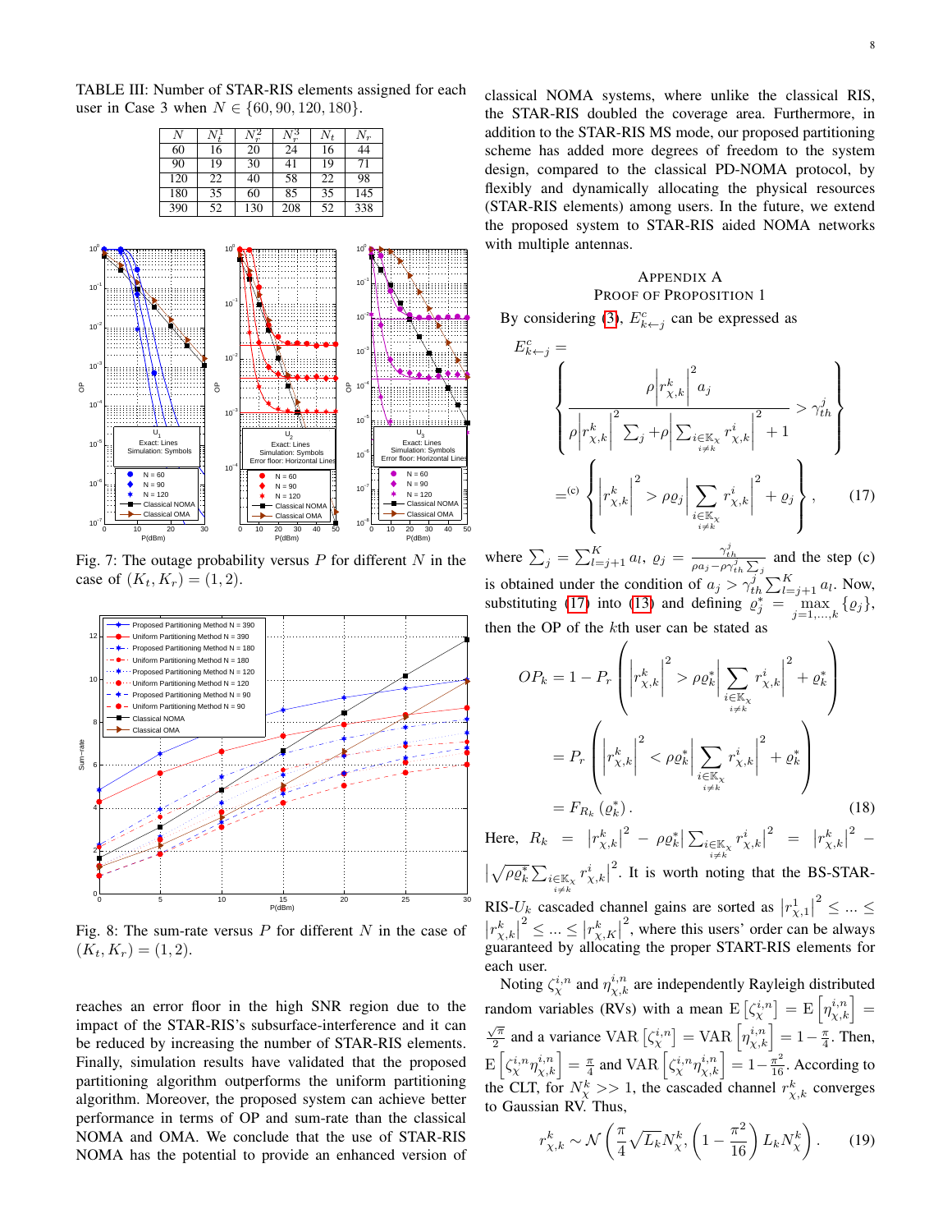TABLE III: Number of STAR-RIS elements assigned for each user in Case 3 when $N \in \{60, 90, 120, 180\}$.

| $N$ | $N_t^1$ | $N_r^2$ | $N_r^3$ | $N_t$ | $N_r$ |
|---|---|---|---|---|---|
| 60 | 16 | 20 | 24 | 16 | 44 |
| 90 | 19 | 30 | 41 | 19 | 71 |
| 120 | 22 | 40 | 58 | 22 | 98 |
| 180 | 35 | 60 | 85 | 35 | 145 |
| 390 | 52 | 130 | 208 | 52 | 338 |

Fig. 7: The outage probability versus $P$ for different $N$ in the case of $(K_t, K_r) = (1, 2)$.

Fig. 8: The sum-rate versus $P$ for different $N$ in the case of $(K_t, K_r) = (1, 2)$.

reaches an error floor in the high SNR region due to the impact of the STAR-RIS's subsurface-interference and it can be reduced by increasing the number of STAR-RIS elements. Finally, simulation results have validated that the proposed partitioning algorithm outperforms the uniform partitioning algorithm. Moreover, the proposed system can achieve better performance in terms of OP and sum-rate than the classical NOMA and OMA. We conclude that the use of STAR-RIS NOMA has the potential to provide an enhanced version of classical NOMA systems, where unlike the classical RIS, the STAR-RIS doubled the coverage area. Furthermore, in addition to the STAR-RIS MS mode, our proposed partitioning scheme has added more degrees of freedom to the system design, compared to the classical PD-NOMA protocol, by flexibly and dynamically allocating the physical resources (STAR-RIS elements) among users. In the future, we extend the proposed system to STAR-RIS aided NOMA networks with multiple antennas.

## Appendix A
## Proof of Proposition 1

By considering (3), $E^c_{k\leftarrow j}$ can be expressed as

$$E^c_{k\leftarrow j} = \left\{ \frac{\rho \left| r^k_{\chi,k} \right|^2 a_j}{\rho \left| r^k_{\chi,k} \right|^2 \sum_j + \rho \left| \sum_{\substack{i\in\mathbb{K}_\chi \\ i\neq k}} r^i_{\chi,k} \right|^2 + 1} > \gamma^j_{th} \right\}$$

$$\stackrel{(c)}{=} \left\{ \left| r^k_{\chi,k} \right|^2 > \rho\varrho_j \left| \sum_{\substack{i\in\mathbb{K}_\chi \\ i\neq k}} r^i_{\chi,k} \right|^2 + \varrho_j \right\}, \qquad (17)$$

where $\sum_j = \sum_{l=j+1}^{K} a_l$, $\varrho_j = \frac{\gamma^j_{th}}{\rho a_j - \rho\gamma^j_{th}\sum_j}$ and the step (c) is obtained under the condition of $a_j > \gamma^j_{th} \sum_{l=j+1}^{K} a_l$. Now, substituting (17) into (13) and defining $\varrho^*_j = \max_{j=1,\ldots,k} \{\varrho_j\}$, then the OP of the $k$th user can be stated as

$$OP_k = 1 - P_r\left( \left| r^k_{\chi,k} \right|^2 > \rho\varrho^*_k \left| \sum_{\substack{i\in\mathbb{K}_\chi \\ i\neq k}} r^i_{\chi,k} \right|^2 + \varrho^*_k \right)$$

$$= P_r\left( \left| r^k_{\chi,k} \right|^2 < \rho\varrho^*_k \left| \sum_{\substack{i\in\mathbb{K}_\chi \\ i\neq k}} r^i_{\chi,k} \right|^2 + \varrho^*_k \right)$$

$$= F_{R_k}(\varrho^*_k). \qquad (18)$$

Here, $R_k = \left| r^k_{\chi,k} \right|^2 - \rho\varrho^*_k \left| \sum_{\substack{i\in\mathbb{K}_\chi \\ i\neq k}} r^i_{\chi,k} \right|^2 = \left| r^k_{\chi,k} \right|^2 - \left| \sqrt{\rho\varrho^*_k} \sum_{\substack{i\in\mathbb{K}_\chi \\ i\neq k}} r^i_{\chi,k} \right|^2$. It is worth noting that the BS-STAR-RIS-$U_k$ cascaded channel gains are sorted as $\left| r^1_{\chi,1} \right|^2 \leq \ldots \leq \left| r^k_{\chi,k} \right|^2 \leq \ldots \leq \left| r^k_{\chi,K} \right|^2$, where this users' order can be always guaranteed by allocating the proper START-RIS elements for each user.

Noting $\zeta^{i,n}_\chi$ and $\eta^{i,n}_{\chi,k}$ are independently Rayleigh distributed random variables (RVs) with a mean $\mathrm{E}\left[\zeta^{i,n}_\chi\right] = \mathrm{E}\left[\eta^{i,n}_{\chi,k}\right] = \frac{\sqrt{\pi}}{2}$ and a variance $\mathrm{VAR}\left[\zeta^{i,n}_\chi\right] = \mathrm{VAR}\left[\eta^{i,n}_{\chi,k}\right] = 1 - \frac{\pi}{4}$. Then, $\mathrm{E}\left[\zeta^{i,n}_\chi \eta^{i,n}_{\chi,k}\right] = \frac{\pi}{4}$ and $\mathrm{VAR}\left[\zeta^{i,n}_\chi \eta^{i,n}_{\chi,k}\right] = 1 - \frac{\pi^2}{16}$. According to the CLT, for $N^k_\chi >> 1$, the cascaded channel $r^k_{\chi,k}$ converges to Gaussian RV. Thus,

$$r^k_{\chi,k} \sim \mathcal{N}\left( \frac{\pi}{4}\sqrt{L_k} N^k_\chi, \left(1 - \frac{\pi^2}{16}\right) L_k N^k_\chi \right). \qquad (19)$$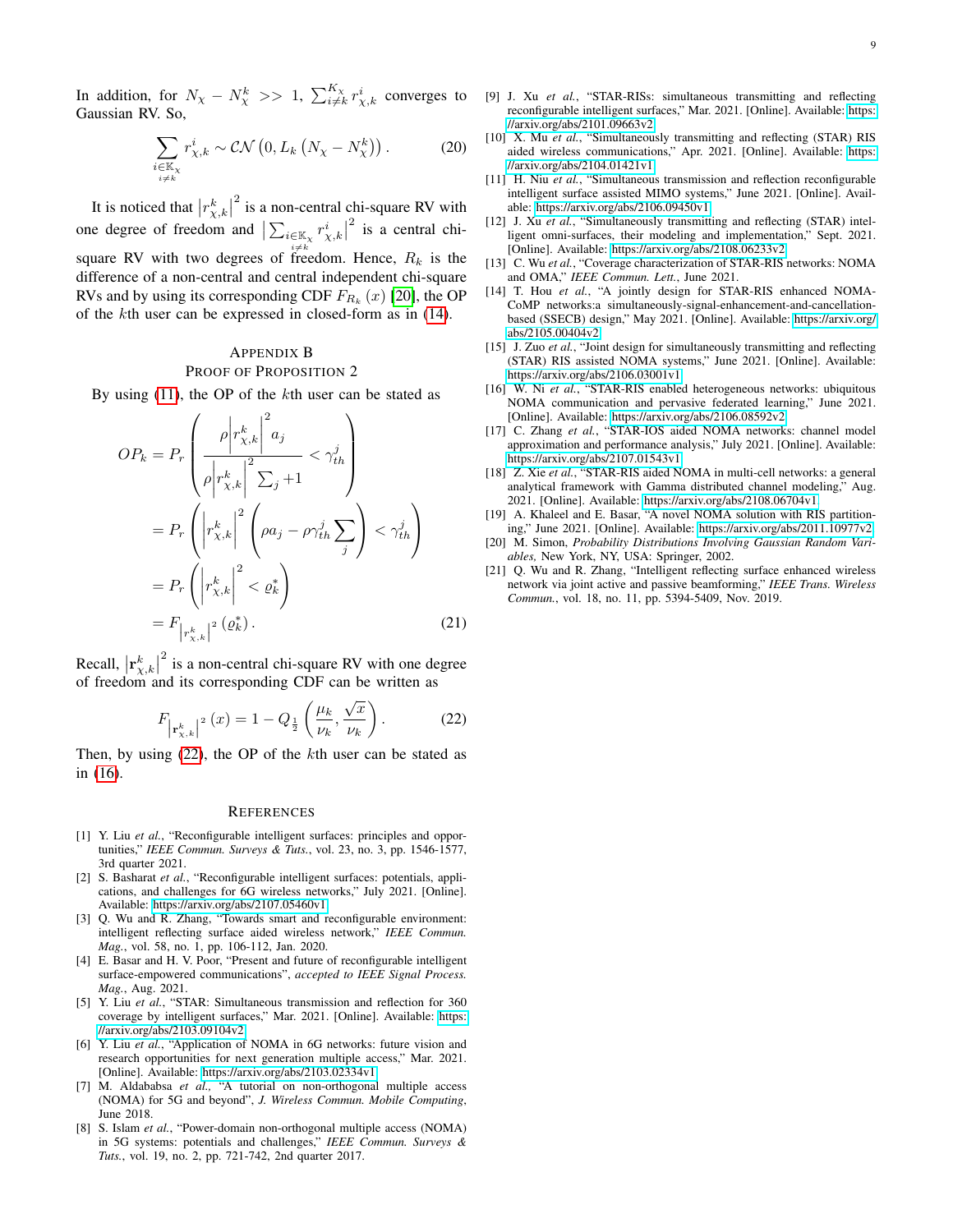In addition, for $N_\chi - N_\chi^k >> 1$, $\sum_{i \neq k}^{K_\chi} r_{\chi,k}^i$ converges to Gaussian RV. So,

$$\sum_{\substack{i \in \mathbb{K}_\chi \\ i \neq k}} r_{\chi,k}^i \sim \mathcal{CN}\left(0, L_k\left(N_\chi - N_\chi^k\right)\right). \tag{20}$$

It is noticed that $\left|r_{\chi,k}^k\right|^2$ is a non-central chi-square RV with one degree of freedom and $\left|\sum_{\substack{i \in \mathbb{K}_\chi \\ i \neq k}} r_{\chi,k}^i\right|^2$ is a central chi-square RV with two degrees of freedom. Hence, $R_k$ is the difference of a non-central and central independent chi-square RVs and by using its corresponding CDF $F_{R_k}(x)$ [20], the OP of the $k$th user can be expressed in closed-form as in (14).

## Appendix B
## Proof of Proposition 2

By using (11), the OP of the $k$th user can be stated as

$$\begin{aligned}
OP_k &= P_r\left(\frac{\rho\left|r_{\chi,k}^k\right|^2 a_j}{\rho\left|r_{\chi,k}^k\right|^2 \sum_j +1} < \gamma_{th}^j\right) \\
&= P_r\left(\left|r_{\chi,k}^k\right|^2\left(\rho a_j - \rho\gamma_{th}^j \sum_j\right) < \gamma_{th}^j\right) \\
&= P_r\left(\left|r_{\chi,k}^k\right|^2 < \varrho_k^*\right) \\
&= F_{\left|r_{\chi,k}^k\right|^2}\left(\varrho_k^*\right).
\end{aligned} \tag{21}$$

Recall, $\left|\mathbf{r}_{\chi,k}^k\right|^2$ is a non-central chi-square RV with one degree of freedom and its corresponding CDF can be written as

$$F_{\left|\mathbf{r}_{\chi,k}^k\right|^2}(x) = 1 - Q_{\frac{1}{2}}\left(\frac{\mu_k}{\nu_k}, \frac{\sqrt{x}}{\nu_k}\right). \tag{22}$$

Then, by using (22), the OP of the $k$th user can be stated as in (16).

## References

[1] Y. Liu *et al.*, "Reconfigurable intelligent surfaces: principles and opportunities," *IEEE Commun. Surveys & Tuts.*, vol. 23, no. 3, pp. 1546-1577, 3rd quarter 2021.

[2] S. Basharat *et al.*, "Reconfigurable intelligent surfaces: potentials, applications, and challenges for 6G wireless networks," July 2021. [Online]. Available: https://arxiv.org/abs/2107.05460v1

[3] Q. Wu and R. Zhang, "Towards smart and reconfigurable environment: intelligent reflecting surface aided wireless network," *IEEE Commun. Mag.*, vol. 58, no. 1, pp. 106-112, Jan. 2020.

[4] E. Basar and H. V. Poor, "Present and future of reconfigurable intelligent surface-empowered communications", *accepted to IEEE Signal Process. Mag.*, Aug. 2021.

[5] Y. Liu *et al.*, "STAR: Simultaneous transmission and reflection for 360 coverage by intelligent surfaces," Mar. 2021. [Online]. Available: https://arxiv.org/abs/2103.09104v2

[6] Y. Liu *et al.*, "Application of NOMA in 6G networks: future vision and research opportunities for next generation multiple access," Mar. 2021. [Online]. Available: https://arxiv.org/abs/2103.02334v1

[7] M. Aldababsa *et al.*, "A tutorial on non-orthogonal multiple access (NOMA) for 5G and beyond", *J. Wireless Commun. Mobile Computing*, June 2018.

[8] S. Islam *et al.*, "Power-domain non-orthogonal multiple access (NOMA) in 5G systems: potentials and challenges," *IEEE Commun. Surveys & Tuts.*, vol. 19, no. 2, pp. 721-742, 2nd quarter 2017.

[9] J. Xu *et al.*, "STAR-RISs: simultaneous transmitting and reflecting reconfigurable intelligent surfaces," Mar. 2021. [Online]. Available: https://arxiv.org/abs/2101.09663v2

[10] X. Mu *et al.*, "Simultaneously transmitting and reflecting (STAR) RIS aided wireless communications," Apr. 2021. [Online]. Available: https://arxiv.org/abs/2104.01421v1

[11] H. Niu *et al.*, "Simultaneous transmission and reflection reconfigurable intelligent surface assisted MIMO systems," June 2021. [Online]. Available: https://arxiv.org/abs/2106.09450v1

[12] J. Xu *et al.*, "Simultaneously transmitting and reflecting (STAR) intelligent omni-surfaces, their modeling and implementation," Sept. 2021. [Online]. Available: https://arxiv.org/abs/2108.06233v2

[13] C. Wu *et al.*, "Coverage characterization of STAR-RIS networks: NOMA and OMA," *IEEE Commun. Lett.*, June 2021.

[14] T. Hou *et al.*, "A jointly design for STAR-RIS enhanced NOMA-CoMP networks:a simultaneously-signal-enhancement-and-cancellation-based (SSECB) design," May 2021. [Online]. Available: https://arxiv.org/abs/2105.00404v2

[15] J. Zuo *et al.*, "Joint design for simultaneously transmitting and reflecting (STAR) RIS assisted NOMA systems," June 2021. [Online]. Available: https://arxiv.org/abs/2106.03001v1

[16] W. Ni *et al.*, "STAR-RIS enabled heterogeneous networks: ubiquitous NOMA communication and pervasive federated learning," June 2021. [Online]. Available: https://arxiv.org/abs/2106.08592v2

[17] C. Zhang *et al.*, "STAR-IOS aided NOMA networks: channel model approximation and performance analysis," July 2021. [Online]. Available: https://arxiv.org/abs/2107.01543v1

[18] Z. Xie *et al.*, "STAR-RIS aided NOMA in multi-cell networks: a general analytical framework with Gamma distributed channel modeling," Aug. 2021. [Online]. Available: https://arxiv.org/abs/2108.06704v1

[19] A. Khaleel and E. Basar, "A novel NOMA solution with RIS partitioning," June 2021. [Online]. Available: https://arxiv.org/abs/2011.10977v2

[20] M. Simon, *Probability Distributions Involving Gaussian Random Variables,* New York, NY, USA: Springer, 2002.

[21] Q. Wu and R. Zhang, "Intelligent reflecting surface enhanced wireless network via joint active and passive beamforming," *IEEE Trans. Wireless Commun.*, vol. 18, no. 11, pp. 5394-5409, Nov. 2019.